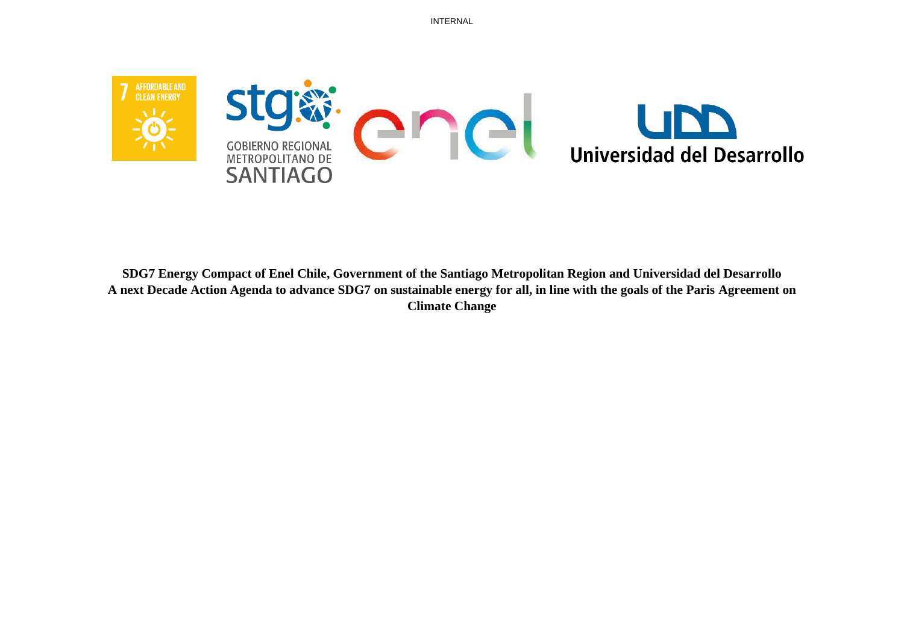**SDG7 Energy Compact of Enel Chile, Government of the Santiago Metropolitan Region and Universidad del Desarrollo**
**A next Decade Action Agenda to advance SDG7 on sustainable energy for all, in line with the goals of the Paris Agreement on Climate Change**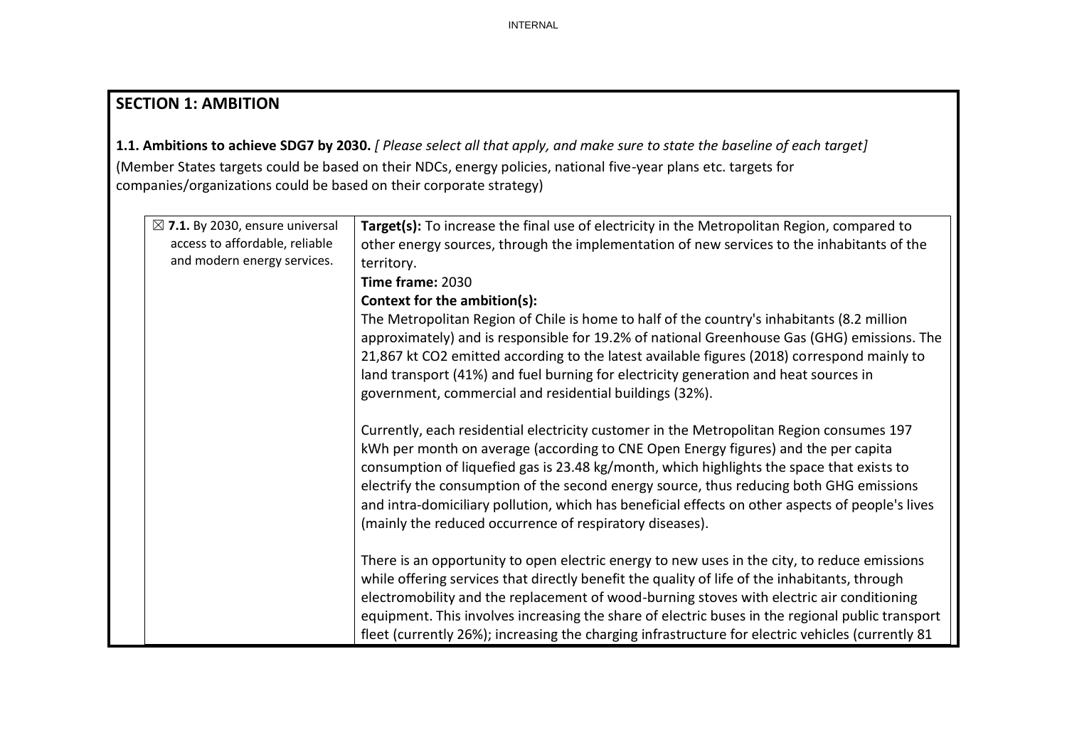## SECTION 1: AMBITION

**1.1. Ambitions to achieve SDG7 by 2030.** *[ Please select all that apply, and make sure to state the baseline of each target]*

(Member States targets could be based on their NDCs, energy policies, national five-year plans etc. targets for companies/organizations could be based on their corporate strategy)

| | |
|---|---|
| ☒ **7.1.** By 2030, ensure universal access to affordable, reliable and modern energy services. | **Target(s):** To increase the final use of electricity in the Metropolitan Region, compared to other energy sources, through the implementation of new services to the inhabitants of the territory.<br>**Time frame:** 2030<br>**Context for the ambition(s):**<br>The Metropolitan Region of Chile is home to half of the country's inhabitants (8.2 million approximately) and is responsible for 19.2% of national Greenhouse Gas (GHG) emissions. The 21,867 kt $CO_2$ emitted according to the latest available figures (2018) correspond mainly to land transport (41%) and fuel burning for electricity generation and heat sources in government, commercial and residential buildings (32%).<br><br>Currently, each residential electricity customer in the Metropolitan Region consumes 197 kWh per month on average (according to CNE Open Energy figures) and the per capita consumption of liquefied gas is 23.48 kg/month, which highlights the space that exists to electrify the consumption of the second energy source, thus reducing both GHG emissions and intra-domiciliary pollution, which has beneficial effects on other aspects of people's lives (mainly the reduced occurrence of respiratory diseases).<br><br>There is an opportunity to open electric energy to new uses in the city, to reduce emissions while offering services that directly benefit the quality of life of the inhabitants, through electromobility and the replacement of wood-burning stoves with electric air conditioning equipment. This involves increasing the share of electric buses in the regional public transport fleet (currently 26%); increasing the charging infrastructure for electric vehicles (currently 81 |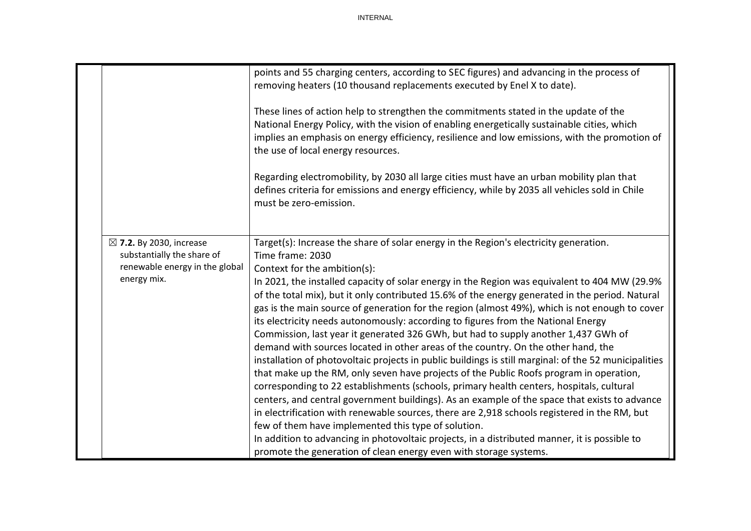| | | |
|---|---|---|
| | | points and 55 charging centers, according to SEC figures) and advancing in the process of removing heaters (10 thousand replacements executed by Enel X to date).<br><br>These lines of action help to strengthen the commitments stated in the update of the National Energy Policy, with the vision of enabling energetically sustainable cities, which implies an emphasis on energy efficiency, resilience and low emissions, with the promotion of the use of local energy resources.<br><br>Regarding electromobility, by 2030 all large cities must have an urban mobility plan that defines criteria for emissions and energy efficiency, while by 2035 all vehicles sold in Chile must be zero-emission. |
| | ☒ **7.2.** By 2030, increase substantially the share of renewable energy in the global energy mix. | Target(s): Increase the share of solar energy in the Region's electricity generation.<br>Time frame: 2030<br>Context for the ambition(s):<br>In 2021, the installed capacity of solar energy in the Region was equivalent to 404 MW (29.9% of the total mix), but it only contributed 15.6% of the energy generated in the period. Natural gas is the main source of generation for the region (almost 49%), which is not enough to cover its electricity needs autonomously: according to figures from the National Energy Commission, last year it generated 326 GWh, but had to supply another 1,437 GWh of demand with sources located in other areas of the country. On the other hand, the installation of photovoltaic projects in public buildings is still marginal: of the 52 municipalities that make up the RM, only seven have projects of the Public Roofs program in operation, corresponding to 22 establishments (schools, primary health centers, hospitals, cultural centers, and central government buildings). As an example of the space that exists to advance in electrification with renewable sources, there are 2,918 schools registered in the RM, but few of them have implemented this type of solution.<br>In addition to advancing in photovoltaic projects, in a distributed manner, it is possible to promote the generation of clean energy even with storage systems. |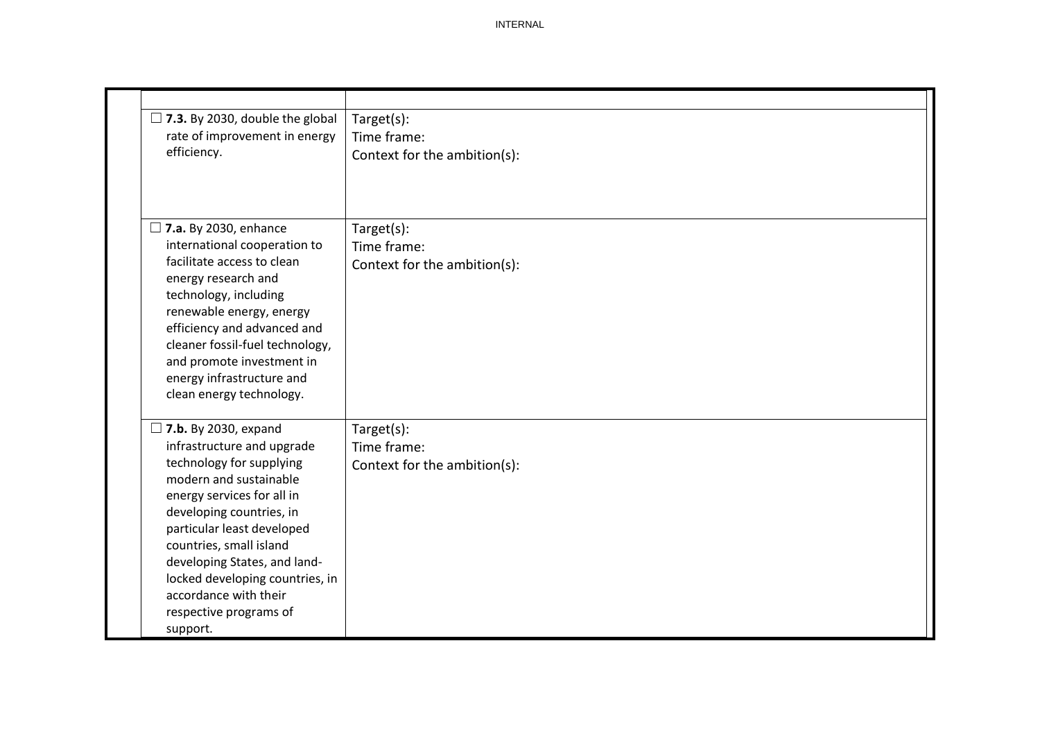| | |
|---|---|
| ☐ **7.3.** By 2030, double the global rate of improvement in energy efficiency. | Target(s):<br>Time frame:<br>Context for the ambition(s): |
| ☐ **7.a.** By 2030, enhance international cooperation to facilitate access to clean energy research and technology, including renewable energy, energy efficiency and advanced and cleaner fossil-fuel technology, and promote investment in energy infrastructure and clean energy technology. | Target(s):<br>Time frame:<br>Context for the ambition(s): |
| ☐ **7.b.** By 2030, expand infrastructure and upgrade technology for supplying modern and sustainable energy services for all in developing countries, in particular least developed countries, small island developing States, and land-locked developing countries, in accordance with their respective programs of support. | Target(s):<br>Time frame:<br>Context for the ambition(s): |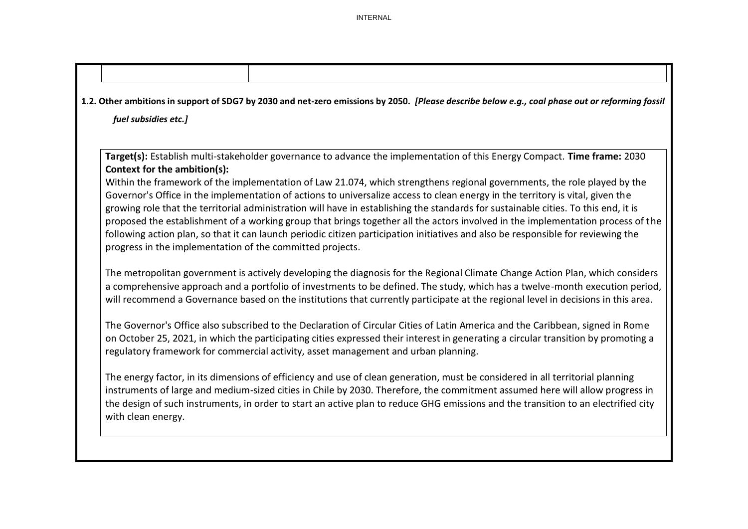| | |
|---|---|
| | |

**1.2. Other ambitions in support of SDG7 by 2030 and net-zero emissions by 2050.** ***[Please describe below e.g., coal phase out or reforming fossil fuel subsidies etc.]***

**Target(s):** Establish multi-stakeholder governance to advance the implementation of this Energy Compact. **Time frame:** 2030

**Context for the ambition(s):**

Within the framework of the implementation of Law 21.074, which strengthens regional governments, the role played by the Governor's Office in the implementation of actions to universalize access to clean energy in the territory is vital, given the growing role that the territorial administration will have in establishing the standards for sustainable cities. To this end, it is proposed the establishment of a working group that brings together all the actors involved in the implementation process of the following action plan, so that it can launch periodic citizen participation initiatives and also be responsible for reviewing the progress in the implementation of the committed projects.

The metropolitan government is actively developing the diagnosis for the Regional Climate Change Action Plan, which considers a comprehensive approach and a portfolio of investments to be defined. The study, which has a twelve-month execution period, will recommend a Governance based on the institutions that currently participate at the regional level in decisions in this area.

The Governor's Office also subscribed to the Declaration of Circular Cities of Latin America and the Caribbean, signed in Rome on October 25, 2021, in which the participating cities expressed their interest in generating a circular transition by promoting a regulatory framework for commercial activity, asset management and urban planning.

The energy factor, in its dimensions of efficiency and use of clean generation, must be considered in all territorial planning instruments of large and medium-sized cities in Chile by 2030. Therefore, the commitment assumed here will allow progress in the design of such instruments, in order to start an active plan to reduce GHG emissions and the transition to an electrified city with clean energy.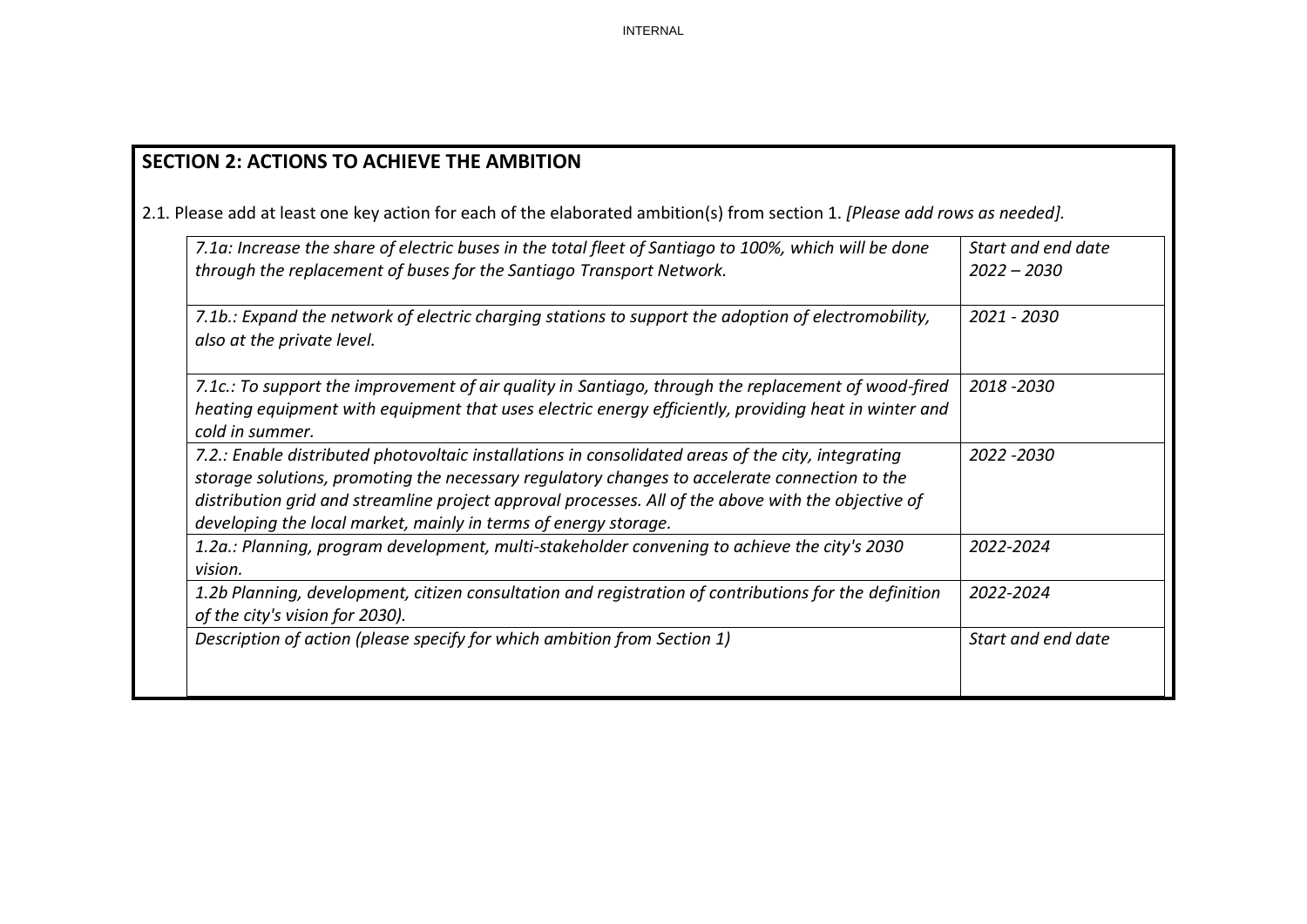## SECTION 2: ACTIONS TO ACHIEVE THE AMBITION

2.1. Please add at least one key action for each of the elaborated ambition(s) from section 1. *[Please add rows as needed].*

| | |
|---|---|
| *7.1a: Increase the share of electric buses in the total fleet of Santiago to 100%, which will be done through the replacement of buses for the Santiago Transport Network.* | *Start and end date 2022 – 2030* |
| *7.1b.: Expand the network of electric charging stations to support the adoption of electromobility, also at the private level.* | *2021 - 2030* |
| *7.1c.: To support the improvement of air quality in Santiago, through the replacement of wood-fired heating equipment with equipment that uses electric energy efficiently, providing heat in winter and cold in summer.* | *2018 -2030* |
| *7.2.: Enable distributed photovoltaic installations in consolidated areas of the city, integrating storage solutions, promoting the necessary regulatory changes to accelerate connection to the distribution grid and streamline project approval processes. All of the above with the objective of developing the local market, mainly in terms of energy storage.* | *2022 -2030* |
| *1.2a.: Planning, program development, multi-stakeholder convening to achieve the city's 2030 vision.* | *2022-2024* |
| *1.2b Planning, development, citizen consultation and registration of contributions for the definition of the city's vision for 2030).* | *2022-2024* |
| *Description of action (please specify for which ambition from Section 1)* | *Start and end date* |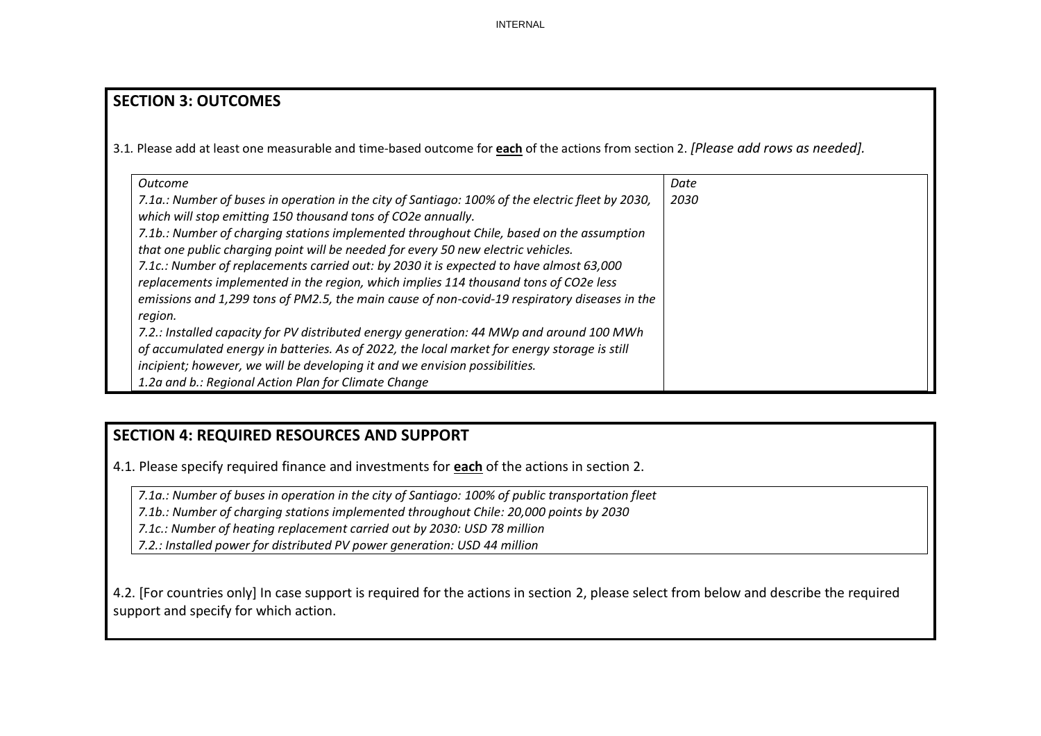## SECTION 3: OUTCOMES

3.1. Please add at least one measurable and time-based outcome for **each** of the actions from section 2. *[Please add rows as needed].*

| *Outcome* | *Date* |
|---|---|
| *7.1a.: Number of buses in operation in the city of Santiago: 100% of the electric fleet by 2030, which will stop emitting 150 thousand tons of CO2e annually.*<br>*7.1b.: Number of charging stations implemented throughout Chile, based on the assumption that one public charging point will be needed for every 50 new electric vehicles.*<br>*7.1c.: Number of replacements carried out: by 2030 it is expected to have almost 63,000 replacements implemented in the region, which implies 114 thousand tons of CO2e less emissions and 1,299 tons of PM2.5, the main cause of non-covid-19 respiratory diseases in the region.*<br>*7.2.: Installed capacity for PV distributed energy generation: 44 MWp and around 100 MWh of accumulated energy in batteries. As of 2022, the local market for energy storage is still incipient; however, we will be developing it and we envision possibilities.*<br>*1.2a and b.: Regional Action Plan for Climate Change* | *2030* |

## SECTION 4: REQUIRED RESOURCES AND SUPPORT

4.1. Please specify required finance and investments for **each** of the actions in section 2.

*7.1a.: Number of buses in operation in the city of Santiago: 100% of public transportation fleet*
*7.1b.: Number of charging stations implemented throughout Chile: 20,000 points by 2030*
*7.1c.: Number of heating replacement carried out by 2030: USD 78 million*
*7.2.: Installed power for distributed PV power generation: USD 44 million*

4.2. [For countries only] In case support is required for the actions in section 2, please select from below and describe the required support and specify for which action.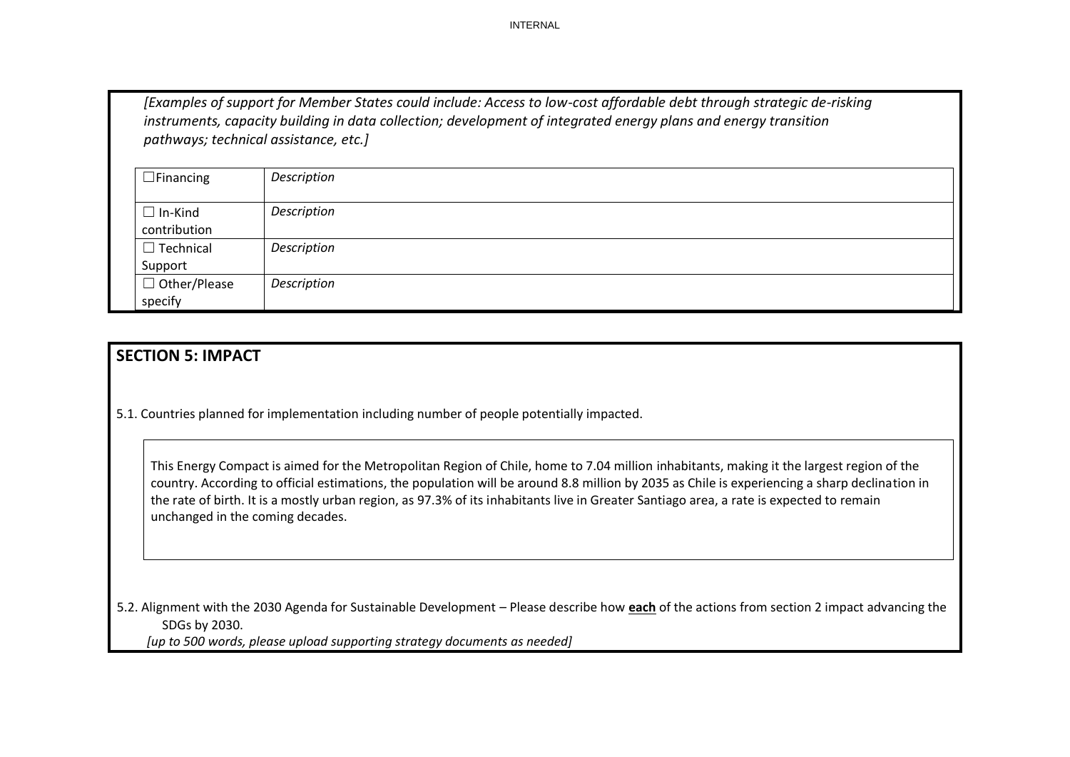*[Examples of support for Member States could include: Access to low-cost affordable debt through strategic de-risking instruments, capacity building in data collection; development of integrated energy plans and energy transition pathways; technical assistance, etc.]*

| | |
|---|---|
| ☐Financing | *Description* |
| ☐ In-Kind contribution | *Description* |
| ☐ Technical Support | *Description* |
| ☐ Other/Please specify | *Description* |

## SECTION 5: IMPACT

5.1. Countries planned for implementation including number of people potentially impacted.

This Energy Compact is aimed for the Metropolitan Region of Chile, home to 7.04 million inhabitants, making it the largest region of the country. According to official estimations, the population will be around 8.8 million by 2035 as Chile is experiencing a sharp declination in the rate of birth. It is a mostly urban region, as 97.3% of its inhabitants live in Greater Santiago area, a rate is expected to remain unchanged in the coming decades.

5.2. Alignment with the 2030 Agenda for Sustainable Development – Please describe how **each** of the actions from section 2 impact advancing the SDGs by 2030.

*[up to 500 words, please upload supporting strategy documents as needed]*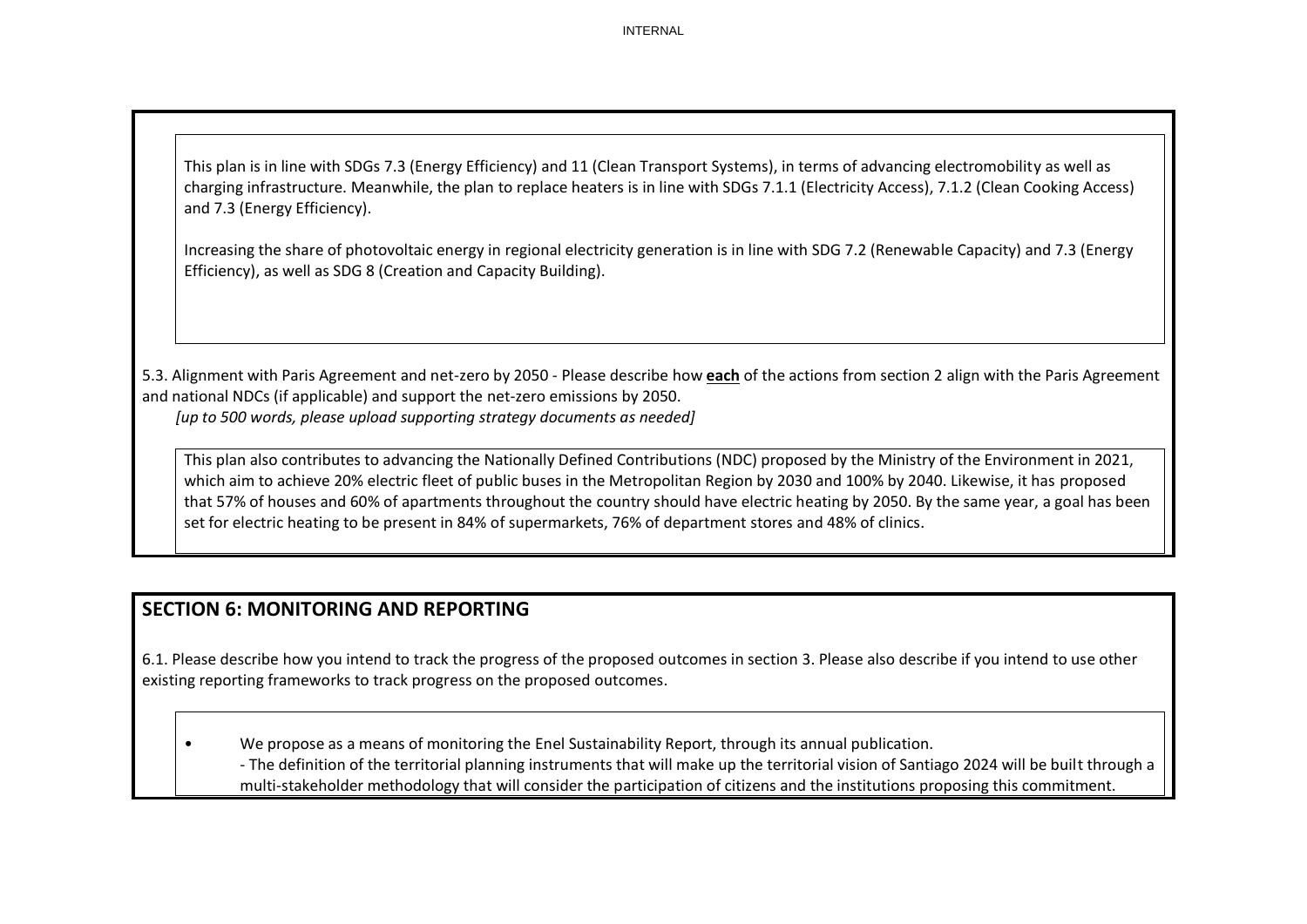This plan is in line with SDGs 7.3 (Energy Efficiency) and 11 (Clean Transport Systems), in terms of advancing electromobility as well as charging infrastructure. Meanwhile, the plan to replace heaters is in line with SDGs 7.1.1 (Electricity Access), 7.1.2 (Clean Cooking Access) and 7.3 (Energy Efficiency).

Increasing the share of photovoltaic energy in regional electricity generation is in line with SDG 7.2 (Renewable Capacity) and 7.3 (Energy Efficiency), as well as SDG 8 (Creation and Capacity Building).

5.3. Alignment with Paris Agreement and net-zero by 2050 - Please describe how **each** of the actions from section 2 align with the Paris Agreement and national NDCs (if applicable) and support the net-zero emissions by 2050.
*[up to 500 words, please upload supporting strategy documents as needed]*

This plan also contributes to advancing the Nationally Defined Contributions (NDC) proposed by the Ministry of the Environment in 2021, which aim to achieve 20% electric fleet of public buses in the Metropolitan Region by 2030 and 100% by 2040. Likewise, it has proposed that 57% of houses and 60% of apartments throughout the country should have electric heating by 2050. By the same year, a goal has been set for electric heating to be present in 84% of supermarkets, 76% of department stores and 48% of clinics.

## SECTION 6: MONITORING AND REPORTING

6.1. Please describe how you intend to track the progress of the proposed outcomes in section 3. Please also describe if you intend to use other existing reporting frameworks to track progress on the proposed outcomes.

- We propose as a means of monitoring the Enel Sustainability Report, through its annual publication.
  - The definition of the territorial planning instruments that will make up the territorial vision of Santiago 2024 will be built through a multi-stakeholder methodology that will consider the participation of citizens and the institutions proposing this commitment.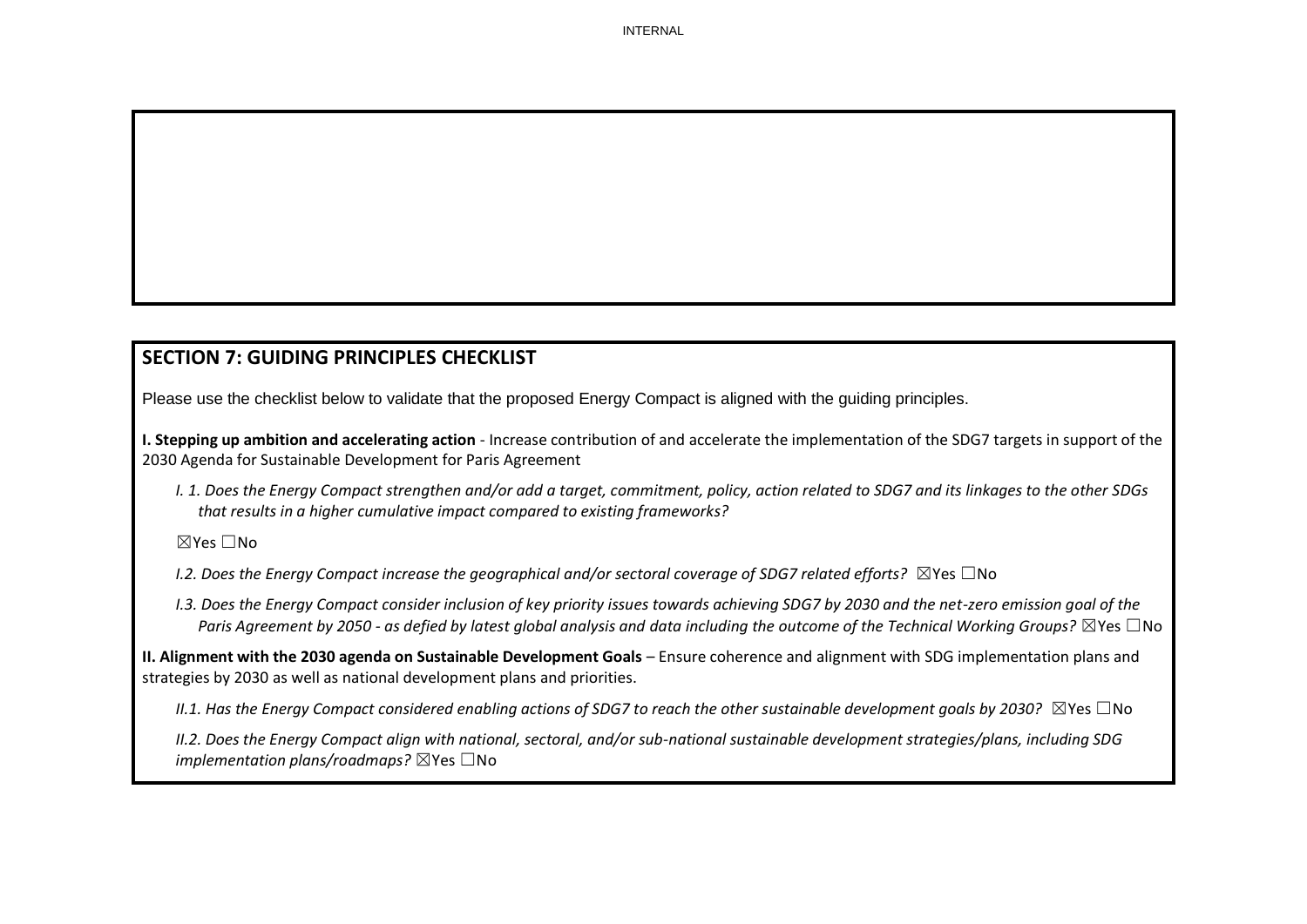## SECTION 7: GUIDING PRINCIPLES CHECKLIST

Please use the checklist below to validate that the proposed Energy Compact is aligned with the guiding principles.

**I. Stepping up ambition and accelerating action** - Increase contribution of and accelerate the implementation of the SDG7 targets in support of the 2030 Agenda for Sustainable Development for Paris Agreement

*I. 1. Does the Energy Compact strengthen and/or add a target, commitment, policy, action related to SDG7 and its linkages to the other SDGs that results in a higher cumulative impact compared to existing frameworks?*

☒Yes ☐No

*I.2. Does the Energy Compact increase the geographical and/or sectoral coverage of SDG7 related efforts?* ☒Yes ☐No

*I.3. Does the Energy Compact consider inclusion of key priority issues towards achieving SDG7 by 2030 and the net-zero emission goal of the Paris Agreement by 2050 - as defied by latest global analysis and data including the outcome of the Technical Working Groups?* ☒Yes ☐No

**II. Alignment with the 2030 agenda on Sustainable Development Goals** – Ensure coherence and alignment with SDG implementation plans and strategies by 2030 as well as national development plans and priorities.

*II.1. Has the Energy Compact considered enabling actions of SDG7 to reach the other sustainable development goals by 2030?* ☒Yes ☐No

*II.2. Does the Energy Compact align with national, sectoral, and/or sub-national sustainable development strategies/plans, including SDG implementation plans/roadmaps?* ☒Yes ☐No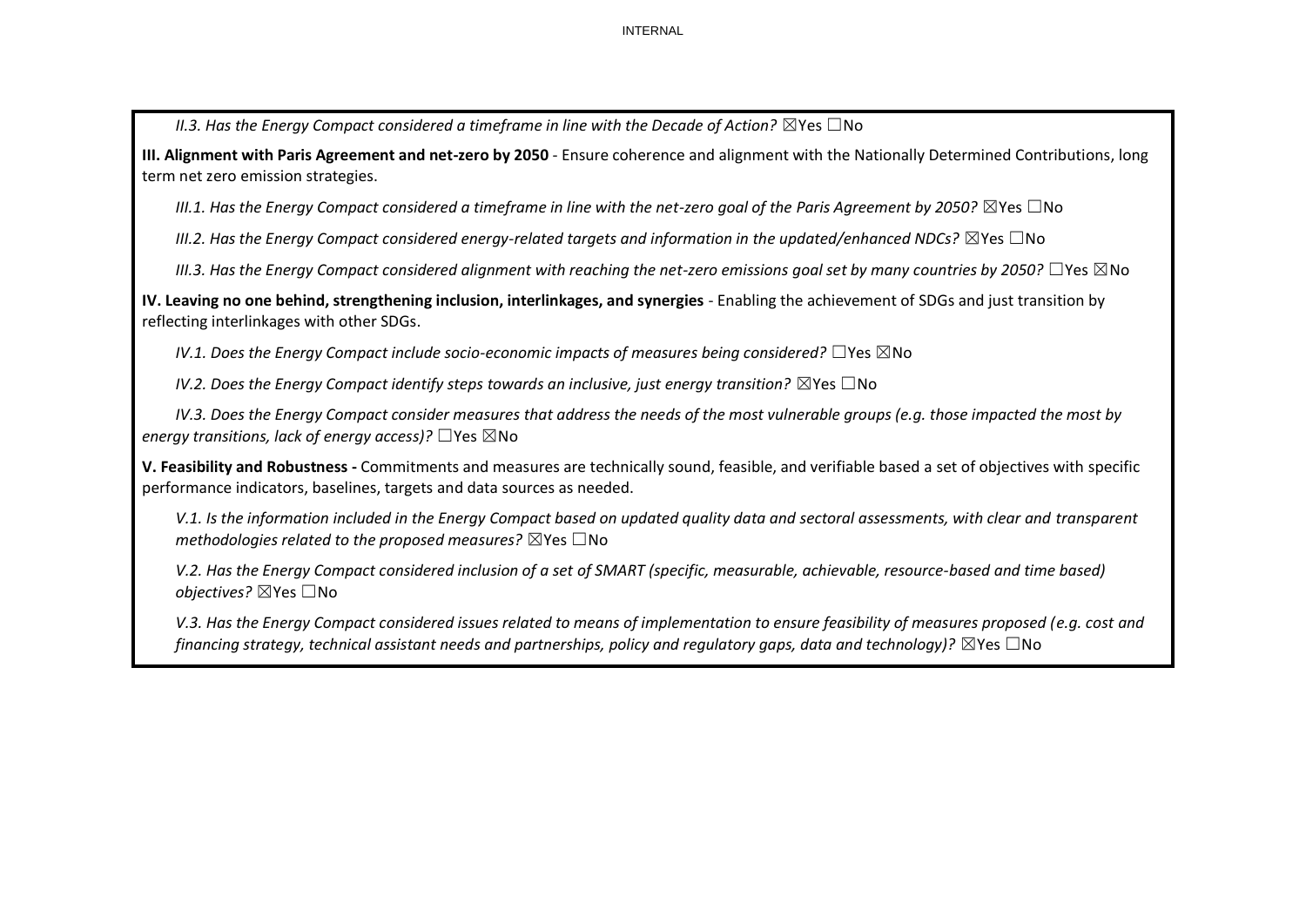*II.3. Has the Energy Compact considered a timeframe in line with the Decade of Action?* ☒Yes ☐No

**III. Alignment with Paris Agreement and net-zero by 2050** - Ensure coherence and alignment with the Nationally Determined Contributions, long term net zero emission strategies.

*III.1. Has the Energy Compact considered a timeframe in line with the net-zero goal of the Paris Agreement by 2050?* ☒Yes ☐No

*III.2. Has the Energy Compact considered energy-related targets and information in the updated/enhanced NDCs?* ☒Yes ☐No

*III.3. Has the Energy Compact considered alignment with reaching the net-zero emissions goal set by many countries by 2050?* ☐Yes ☒No

**IV. Leaving no one behind, strengthening inclusion, interlinkages, and synergies** - Enabling the achievement of SDGs and just transition by reflecting interlinkages with other SDGs.

*IV.1. Does the Energy Compact include socio-economic impacts of measures being considered?* ☐Yes ☒No

*IV.2. Does the Energy Compact identify steps towards an inclusive, just energy transition?* ☒Yes ☐No

*IV.3. Does the Energy Compact consider measures that address the needs of the most vulnerable groups (e.g. those impacted the most by energy transitions, lack of energy access)?* ☐Yes ☒No

**V. Feasibility and Robustness -** Commitments and measures are technically sound, feasible, and verifiable based a set of objectives with specific performance indicators, baselines, targets and data sources as needed.

*V.1. Is the information included in the Energy Compact based on updated quality data and sectoral assessments, with clear and transparent methodologies related to the proposed measures?* ☒Yes ☐No

*V.2. Has the Energy Compact considered inclusion of a set of SMART (specific, measurable, achievable, resource-based and time based) objectives?* ☒Yes ☐No

*V.3. Has the Energy Compact considered issues related to means of implementation to ensure feasibility of measures proposed (e.g. cost and financing strategy, technical assistant needs and partnerships, policy and regulatory gaps, data and technology)?* ☒Yes ☐No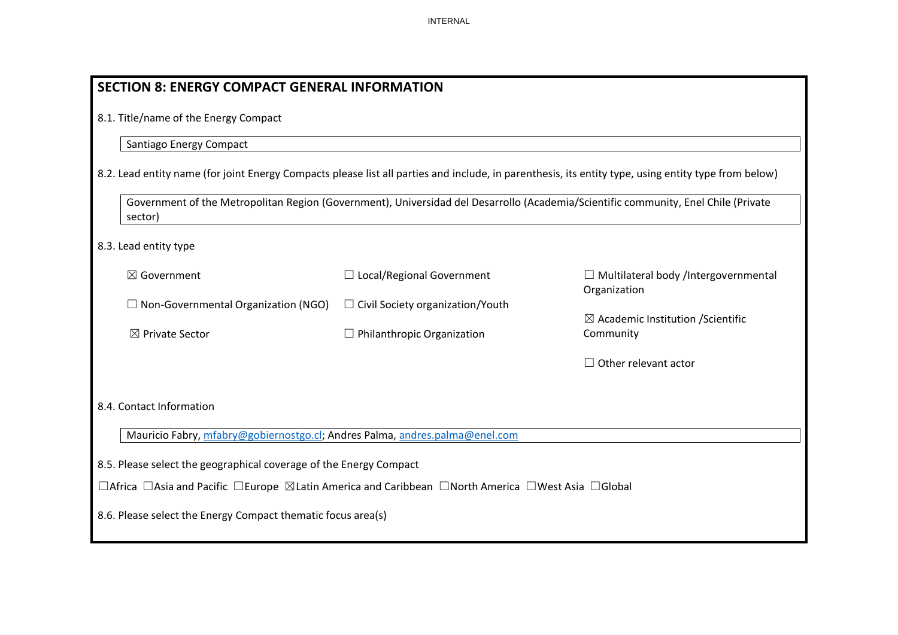## SECTION 8: ENERGY COMPACT GENERAL INFORMATION

8.1. Title/name of the Energy Compact

Santiago Energy Compact

8.2. Lead entity name (for joint Energy Compacts please list all parties and include, in parenthesis, its entity type, using entity type from below)

Government of the Metropolitan Region (Government), Universidad del Desarrollo (Academia/Scientific community, Enel Chile (Private sector)

8.3. Lead entity type

☒ Government
☐ Local/Regional Government
☐ Multilateral body /Intergovernmental Organization
☐ Non-Governmental Organization (NGO)
☐ Civil Society organization/Youth
☒ Academic Institution /Scientific Community
☒ Private Sector
☐ Philanthropic Organization
☐ Other relevant actor

8.4. Contact Information

Mauricio Fabry, mfabry@gobiernostgo.cl; Andres Palma, andres.palma@enel.com

8.5. Please select the geographical coverage of the Energy Compact

☐Africa ☐Asia and Pacific ☐Europe ☒Latin America and Caribbean ☐North America ☐West Asia ☐Global

8.6. Please select the Energy Compact thematic focus area(s)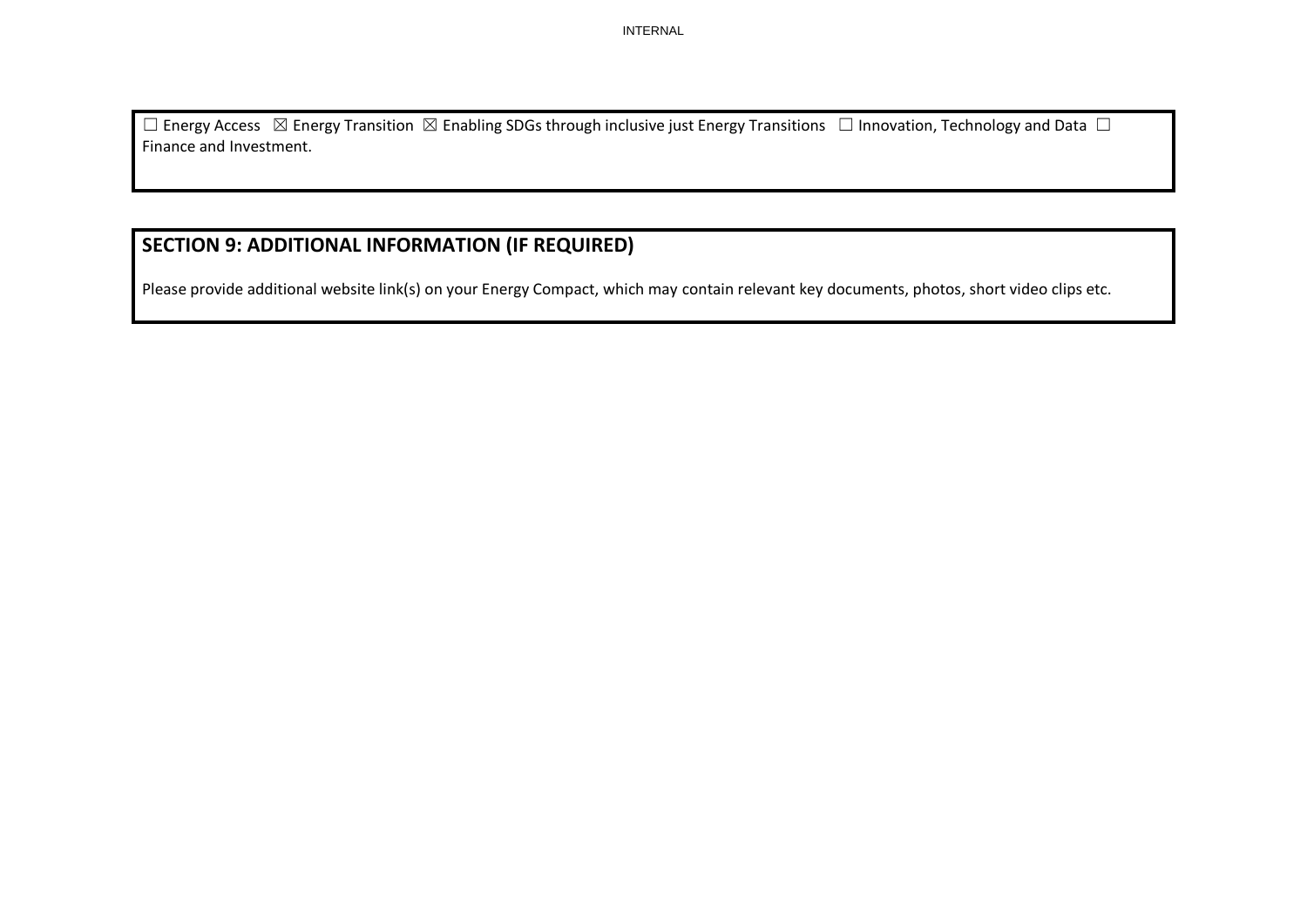☐ Energy Access ☒ Energy Transition ☒ Enabling SDGs through inclusive just Energy Transitions ☐ Innovation, Technology and Data ☐ Finance and Investment.

## SECTION 9: ADDITIONAL INFORMATION (IF REQUIRED)

Please provide additional website link(s) on your Energy Compact, which may contain relevant key documents, photos, short video clips etc.